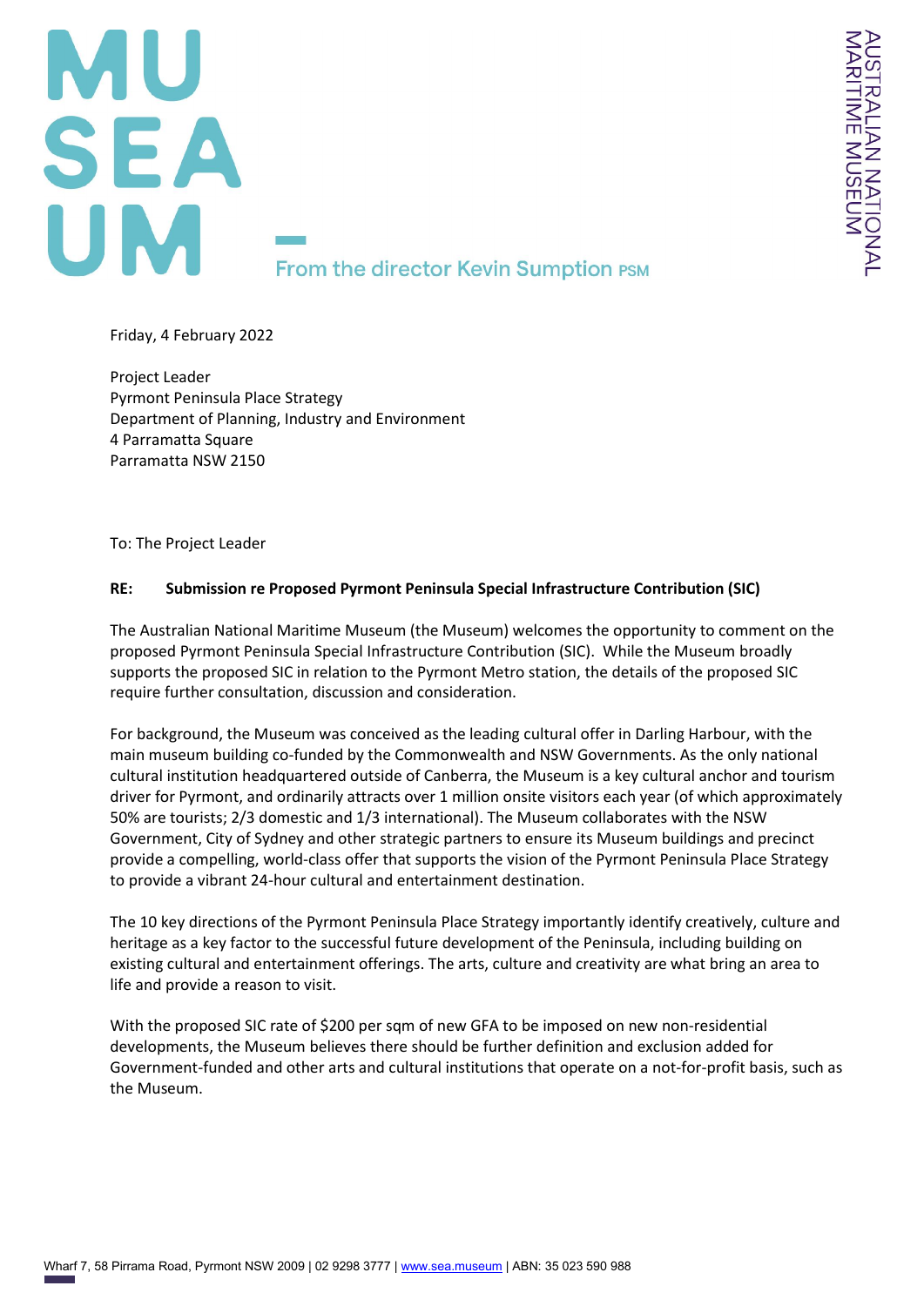MU
SEA
UM

From the director Kevin Sumption PSM

AUSTRALIAN NATIONAL MARITIME MUSEUM

Friday, 4 February 2022

Project Leader
Pyrmont Peninsula Place Strategy
Department of Planning, Industry and Environment
4 Parramatta Square
Parramatta NSW 2150

To: The Project Leader

**RE: Submission re Proposed Pyrmont Peninsula Special Infrastructure Contribution (SIC)**

The Australian National Maritime Museum (the Museum) welcomes the opportunity to comment on the proposed Pyrmont Peninsula Special Infrastructure Contribution (SIC). While the Museum broadly supports the proposed SIC in relation to the Pyrmont Metro station, the details of the proposed SIC require further consultation, discussion and consideration.

For background, the Museum was conceived as the leading cultural offer in Darling Harbour, with the main museum building co-funded by the Commonwealth and NSW Governments. As the only national cultural institution headquartered outside of Canberra, the Museum is a key cultural anchor and tourism driver for Pyrmont, and ordinarily attracts over 1 million onsite visitors each year (of which approximately 50% are tourists; 2/3 domestic and 1/3 international). The Museum collaborates with the NSW Government, City of Sydney and other strategic partners to ensure its Museum buildings and precinct provide a compelling, world-class offer that supports the vision of the Pyrmont Peninsula Place Strategy to provide a vibrant 24-hour cultural and entertainment destination.

The 10 key directions of the Pyrmont Peninsula Place Strategy importantly identify creatively, culture and heritage as a key factor to the successful future development of the Peninsula, including building on existing cultural and entertainment offerings. The arts, culture and creativity are what bring an area to life and provide a reason to visit.

With the proposed SIC rate of $200 per sqm of new GFA to be imposed on new non-residential developments, the Museum believes there should be further definition and exclusion added for Government-funded and other arts and cultural institutions that operate on a not-for-profit basis, such as the Museum.

Wharf 7, 58 Pirrama Road, Pyrmont NSW 2009 | 02 9298 3777 | www.sea.museum | ABN: 35 023 590 988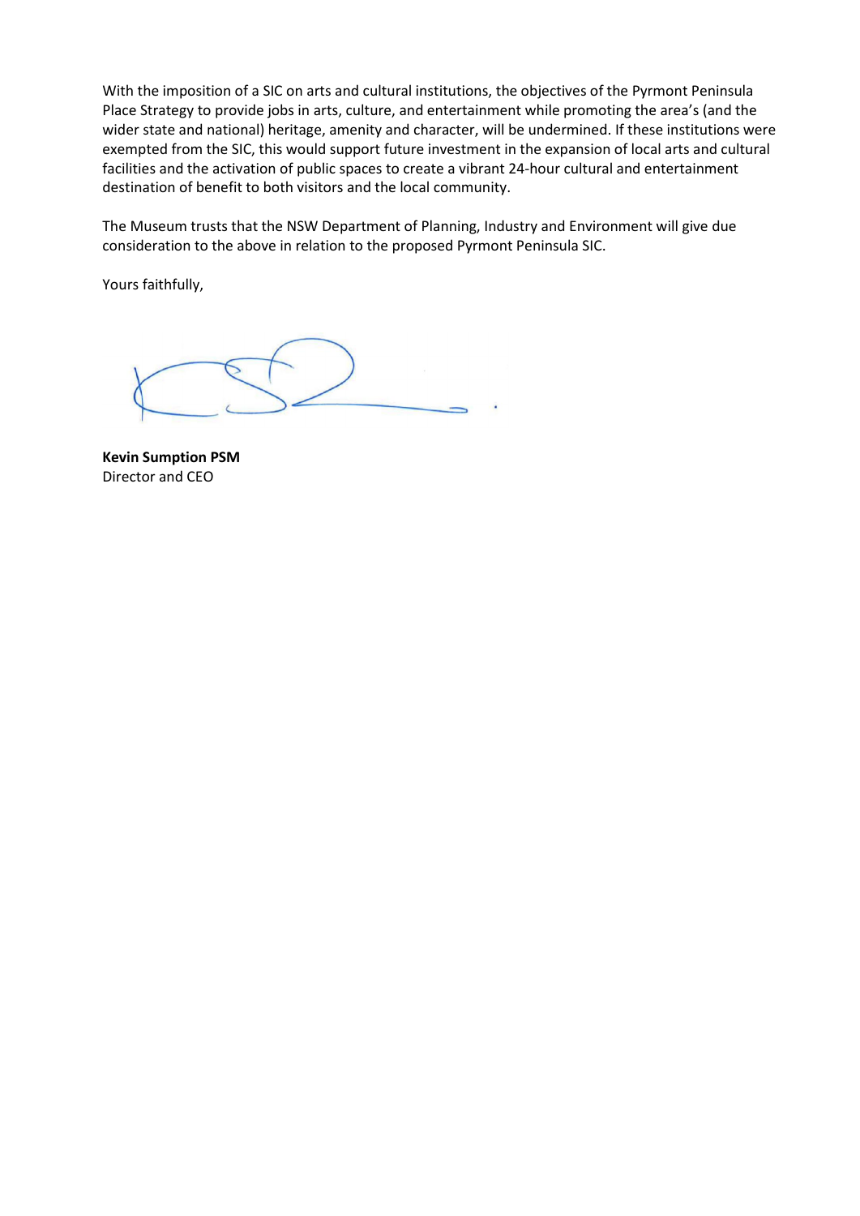With the imposition of a SIC on arts and cultural institutions, the objectives of the Pyrmont Peninsula Place Strategy to provide jobs in arts, culture, and entertainment while promoting the area's (and the wider state and national) heritage, amenity and character, will be undermined. If these institutions were exempted from the SIC, this would support future investment in the expansion of local arts and cultural facilities and the activation of public spaces to create a vibrant 24-hour cultural and entertainment destination of benefit to both visitors and the local community.

The Museum trusts that the NSW Department of Planning, Industry and Environment will give due consideration to the above in relation to the proposed Pyrmont Peninsula SIC.

Yours faithfully,

**Kevin Sumption PSM**
Director and CEO